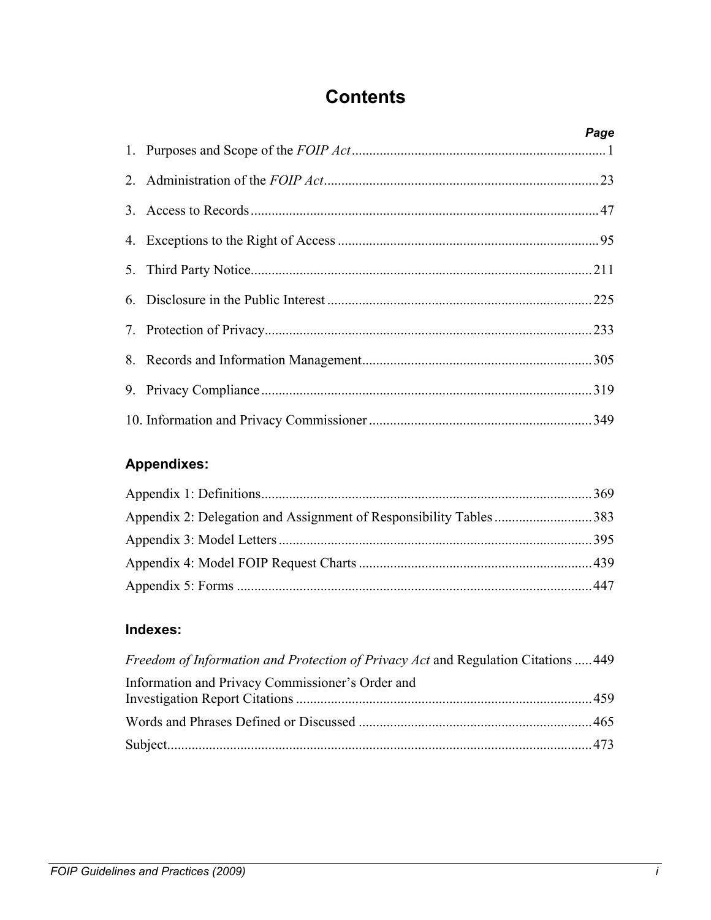# Contents

| | Page |
|---|---|
| 1. Purposes and Scope of the *FOIP Act* | 1 |
| 2. Administration of the *FOIP Act* | 23 |
| 3. Access to Records | 47 |
| 4. Exceptions to the Right of Access | 95 |
| 5. Third Party Notice | 211 |
| 6. Disclosure in the Public Interest | 225 |
| 7. Protection of Privacy | 233 |
| 8. Records and Information Management | 305 |
| 9. Privacy Compliance | 319 |
| 10. Information and Privacy Commissioner | 349 |

## Appendixes:

| | |
|---|---|
| Appendix 1: Definitions | 369 |
| Appendix 2: Delegation and Assignment of Responsibility Tables | 383 |
| Appendix 3: Model Letters | 395 |
| Appendix 4: Model FOIP Request Charts | 439 |
| Appendix 5: Forms | 447 |

## Indexes:

| | |
|---|---|
| *Freedom of Information and Protection of Privacy Act* and Regulation Citations | 449 |
| Information and Privacy Commissioner's Order and Investigation Report Citations | 459 |
| Words and Phrases Defined or Discussed | 465 |
| Subject | 473 |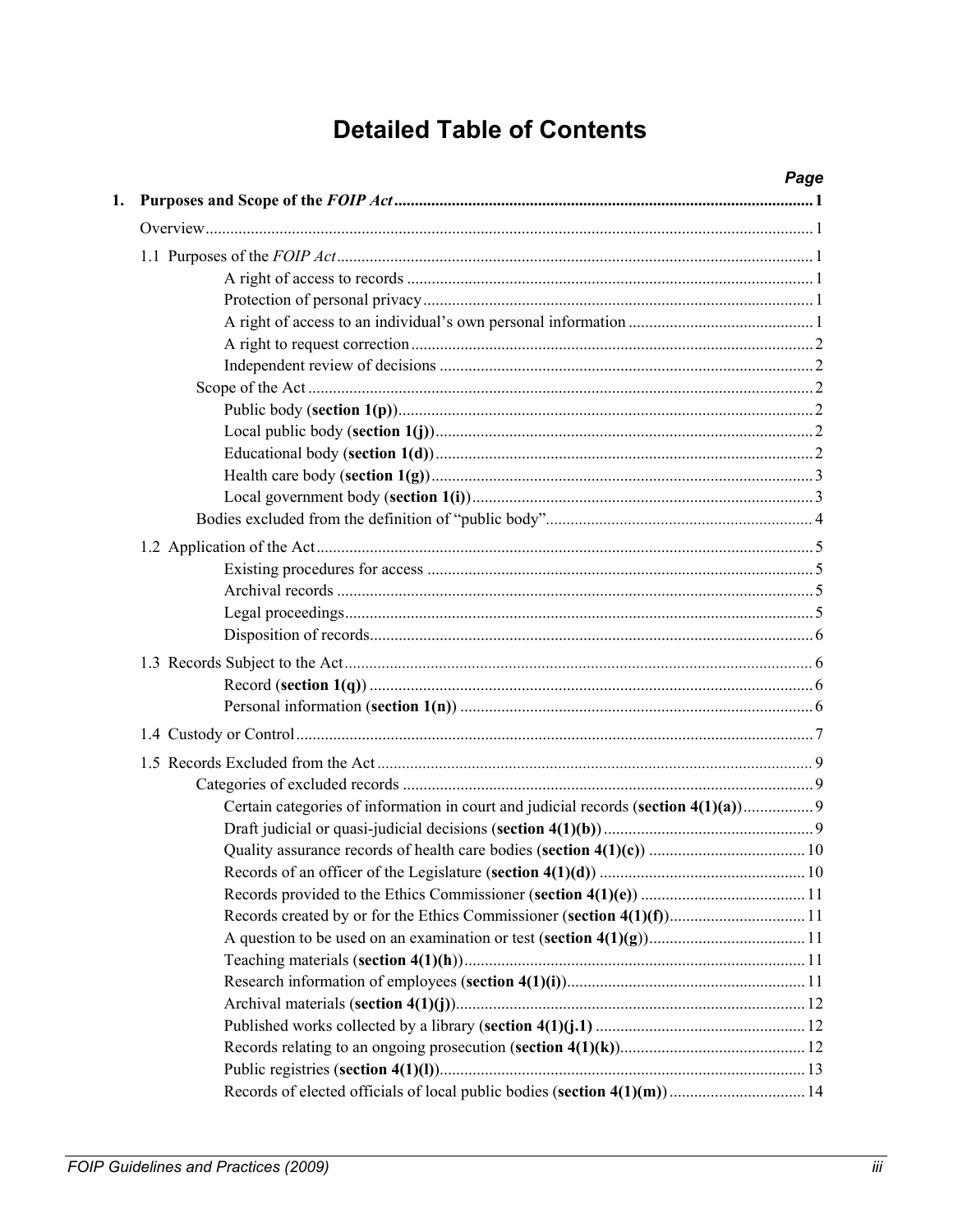# Detailed Table of Contents

*Page*

**1. Purposes and Scope of the *FOIP Act*** ..... 1

Overview ..... 1

1.1 Purposes of the *FOIP Act* ..... 1

- A right of access to records ..... 1
- Protection of personal privacy ..... 1
- A right of access to an individual's own personal information ..... 1
- A right to request correction ..... 2
- Independent review of decisions ..... 2

Scope of the Act ..... 2

- Public body (**section 1(p)**) ..... 2
- Local public body (**section 1(j)**) ..... 2
- Educational body (**section 1(d)**) ..... 2
- Health care body (**section 1(g)**) ..... 3
- Local government body (**section 1(i)**) ..... 3

Bodies excluded from the definition of "public body" ..... 4

1.2 Application of the Act ..... 5

- Existing procedures for access ..... 5
- Archival records ..... 5
- Legal proceedings ..... 5
- Disposition of records ..... 6

1.3 Records Subject to the Act ..... 6

- Record (**section 1(q)**) ..... 6
- Personal information (**section 1(n)**) ..... 6

1.4 Custody or Control ..... 7

1.5 Records Excluded from the Act ..... 9

Categories of excluded records ..... 9

- Certain categories of information in court and judicial records (**section 4(1)(a)**) ..... 9
- Draft judicial or quasi-judicial decisions (**section 4(1)(b)**) ..... 9
- Quality assurance records of health care bodies (**section 4(1)(c)**) ..... 10
- Records of an officer of the Legislature (**section 4(1)(d)**) ..... 10
- Records provided to the Ethics Commissioner (**section 4(1)(e)**) ..... 11
- Records created by or for the Ethics Commissioner (**section 4(1)(f)**) ..... 11
- A question to be used on an examination or test (**section 4(1)(g)**) ..... 11
- Teaching materials (**section 4(1)(h)**) ..... 11
- Research information of employees (**section 4(1)(i)**) ..... 11
- Archival materials (**section 4(1)(j)**) ..... 12
- Published works collected by a library (**section 4(1)(j.1)** ..... 12
- Records relating to an ongoing prosecution (**section 4(1)(k)**) ..... 12
- Public registries (**section 4(1)(l)**) ..... 13
- Records of elected officials of local public bodies (**section 4(1)(m)**) ..... 14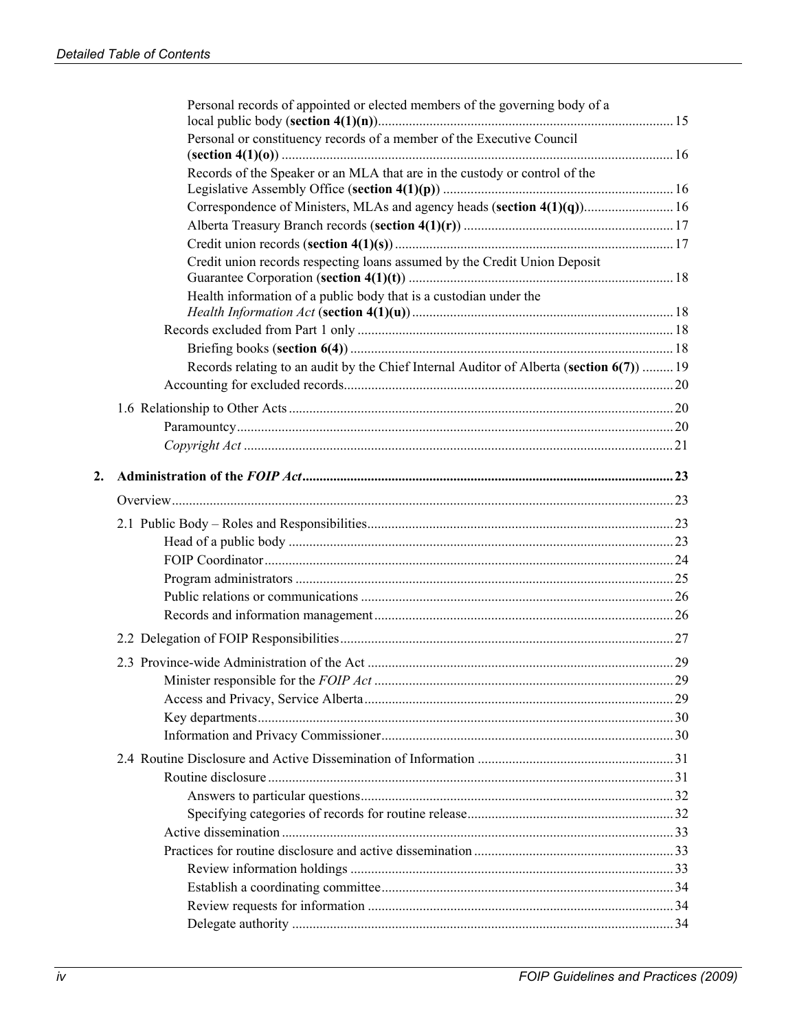Personal records of appointed or elected members of the governing body of a local public body (**section 4(1)(n)**) ..... 15

Personal or constituency records of a member of the Executive Council (**section 4(1)(o)**) ..... 16

Records of the Speaker or an MLA that are in the custody or control of the Legislative Assembly Office (**section 4(1)(p)**) ..... 16

Correspondence of Ministers, MLAs and agency heads (**section 4(1)(q)**) ..... 16

Alberta Treasury Branch records (**section 4(1)(r)**) ..... 17

Credit union records (**section 4(1)(s)**) ..... 17

Credit union records respecting loans assumed by the Credit Union Deposit Guarantee Corporation (**section 4(1)(t)**) ..... 18

Health information of a public body that is a custodian under the *Health Information Act* (**section 4(1)(u)**) ..... 18

Records excluded from Part 1 only ..... 18

Briefing books (**section 6(4)**) ..... 18

Records relating to an audit by the Chief Internal Auditor of Alberta (**section 6(7)**) ..... 19

Accounting for excluded records ..... 20

1.6 Relationship to Other Acts ..... 20

Paramountcy ..... 20

*Copyright Act* ..... 21

**2. Administration of the *FOIP Act* ..... 23**

Overview ..... 23

2.1 Public Body – Roles and Responsibilities ..... 23

Head of a public body ..... 23

FOIP Coordinator ..... 24

Program administrators ..... 25

Public relations or communications ..... 26

Records and information management ..... 26

2.2 Delegation of FOIP Responsibilities ..... 27

2.3 Province-wide Administration of the Act ..... 29

Minister responsible for the *FOIP Act* ..... 29

Access and Privacy, Service Alberta ..... 29

Key departments ..... 30

Information and Privacy Commissioner ..... 30

2.4 Routine Disclosure and Active Dissemination of Information ..... 31

Routine disclosure ..... 31

Answers to particular questions ..... 32

Specifying categories of records for routine release ..... 32

Active dissemination ..... 33

Practices for routine disclosure and active dissemination ..... 33

Review information holdings ..... 33

Establish a coordinating committee ..... 34

Review requests for information ..... 34

Delegate authority ..... 34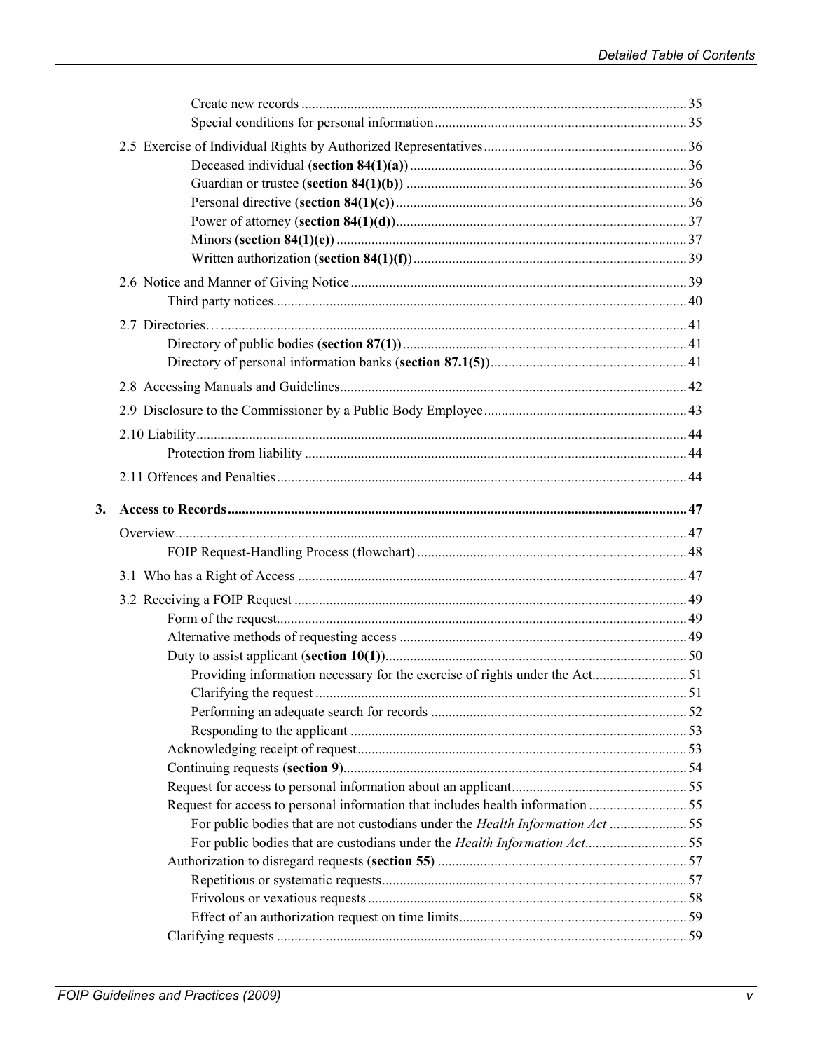Create new records ........................................................ 35
Special conditions for personal information ........................................................ 35

2.5 Exercise of Individual Rights by Authorized Representatives ........................................................ 36
Deceased individual (**section 84(1)(a)**) ........................................................ 36
Guardian or trustee (**section 84(1)(b)**) ........................................................ 36
Personal directive (**section 84(1)(c)**) ........................................................ 36
Power of attorney (**section 84(1)(d)**) ........................................................ 37
Minors (**section 84(1)(e)**) ........................................................ 37
Written authorization (**section 84(1)(f)**) ........................................................ 39

2.6 Notice and Manner of Giving Notice ........................................................ 39
Third party notices ........................................................ 40

2.7 Directories… ........................................................ 41
Directory of public bodies (**section 87(1)**) ........................................................ 41
Directory of personal information banks (**section 87.1(5)**) ........................................................ 41

2.8 Accessing Manuals and Guidelines ........................................................ 42

2.9 Disclosure to the Commissioner by a Public Body Employee ........................................................ 43

2.10 Liability ........................................................ 44
Protection from liability ........................................................ 44

2.11 Offences and Penalties ........................................................ 44

**3. Access to Records ........................................................ 47**

Overview ........................................................ 47
FOIP Request-Handling Process (flowchart) ........................................................ 48

3.1 Who has a Right of Access ........................................................ 47

3.2 Receiving a FOIP Request ........................................................ 49
Form of the request ........................................................ 49
Alternative methods of requesting access ........................................................ 49
Duty to assist applicant (**section 10(1)**) ........................................................ 50
Providing information necessary for the exercise of rights under the Act ........................................................ 51
Clarifying the request ........................................................ 51
Performing an adequate search for records ........................................................ 52
Responding to the applicant ........................................................ 53
Acknowledging receipt of request ........................................................ 53
Continuing requests (**section 9**) ........................................................ 54
Request for access to personal information about an applicant ........................................................ 55
Request for access to personal information that includes health information ........................................................ 55
For public bodies that are not custodians under the *Health Information Act* ........................................................ 55
For public bodies that are custodians under the *Health Information Act* ........................................................ 55
Authorization to disregard requests (**section 55**) ........................................................ 57
Repetitious or systematic requests ........................................................ 57
Frivolous or vexatious requests ........................................................ 58
Effect of an authorization request on time limits ........................................................ 59
Clarifying requests ........................................................ 59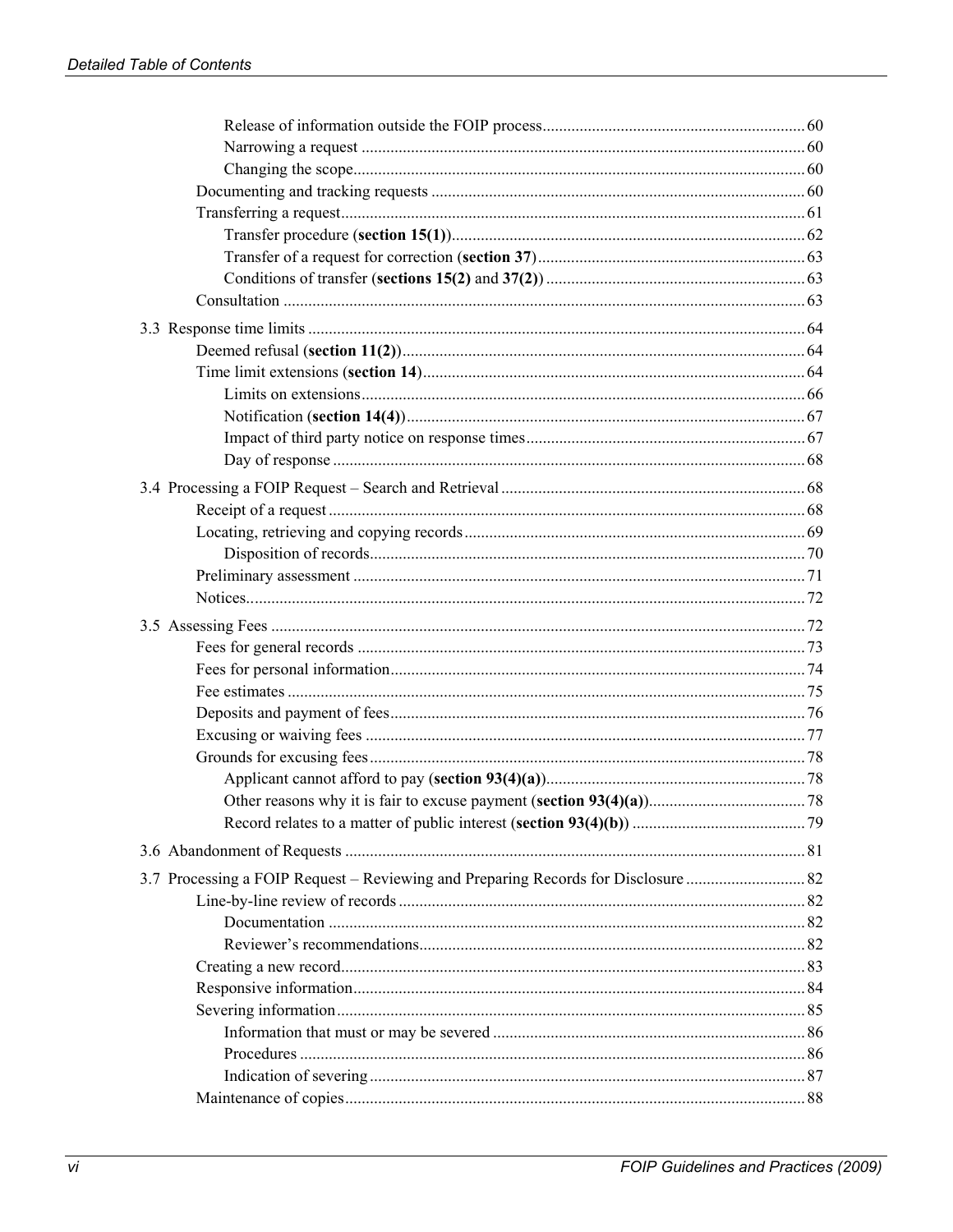Release of information outside the FOIP process ... 60
Narrowing a request ... 60
Changing the scope ... 60
Documenting and tracking requests ... 60
Transferring a request ... 61
Transfer procedure (**section 15(1)**) ... 62
Transfer of a request for correction (**section 37**) ... 63
Conditions of transfer (**sections 15(2)** and **37(2)**) ... 63
Consultation ... 63

3.3 Response time limits ... 64
Deemed refusal (**section 11(2)**) ... 64
Time limit extensions (**section 14**) ... 64
Limits on extensions ... 66
Notification (**section 14(4)**) ... 67
Impact of third party notice on response times ... 67
Day of response ... 68

3.4 Processing a FOIP Request – Search and Retrieval ... 68
Receipt of a request ... 68
Locating, retrieving and copying records ... 69
Disposition of records ... 70
Preliminary assessment ... 71
Notices ... 72

3.5 Assessing Fees ... 72
Fees for general records ... 73
Fees for personal information ... 74
Fee estimates ... 75
Deposits and payment of fees ... 76
Excusing or waiving fees ... 77
Grounds for excusing fees ... 78
Applicant cannot afford to pay (**section 93(4)(a)**) ... 78
Other reasons why it is fair to excuse payment (**section 93(4)(a)**) ... 78
Record relates to a matter of public interest (**section 93(4)(b)**) ... 79

3.6 Abandonment of Requests ... 81

3.7 Processing a FOIP Request – Reviewing and Preparing Records for Disclosure ... 82
Line-by-line review of records ... 82
Documentation ... 82
Reviewer's recommendations ... 82
Creating a new record ... 83
Responsive information ... 84
Severing information ... 85
Information that must or may be severed ... 86
Procedures ... 86
Indication of severing ... 87
Maintenance of copies ... 88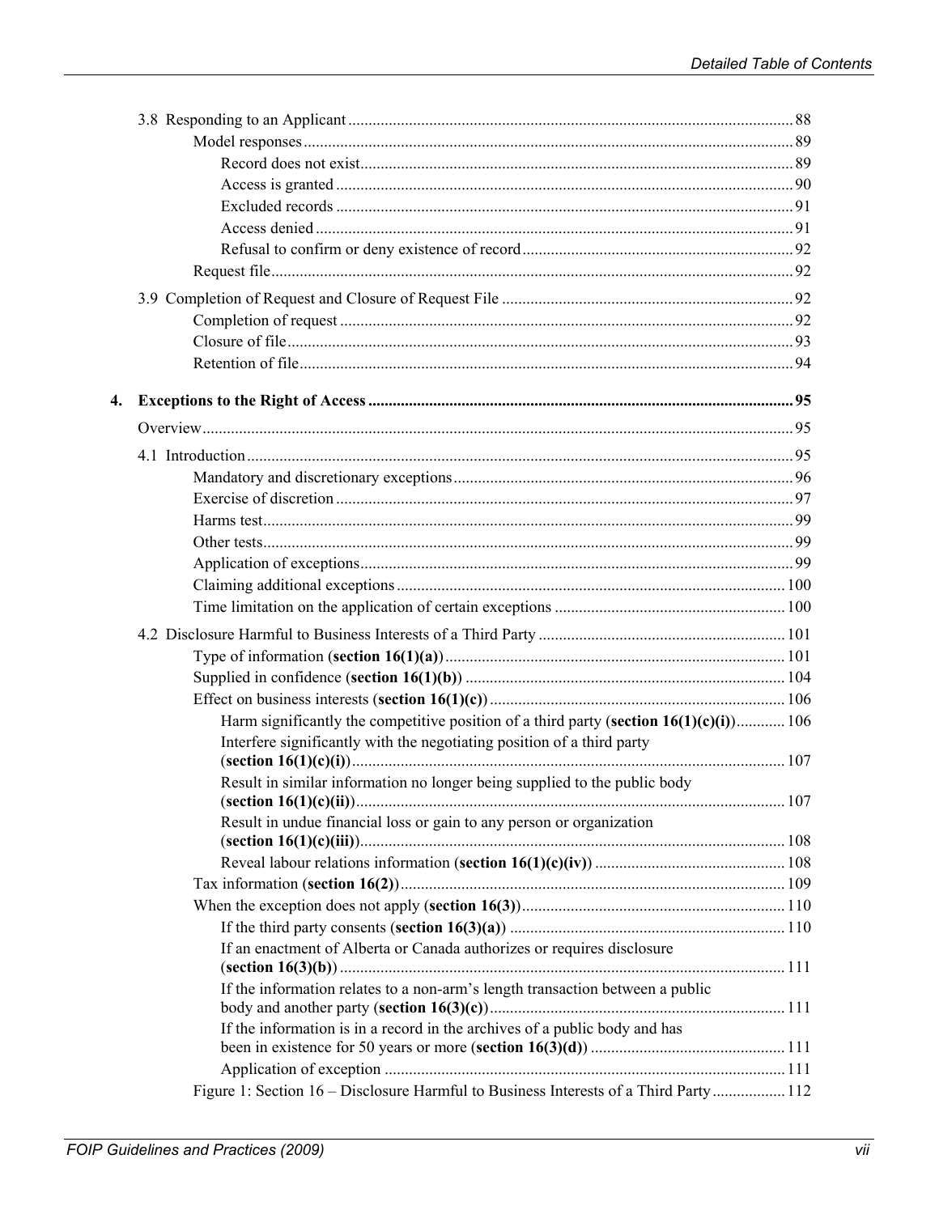3.8 Responding to an Applicant ... 88
- Model responses ... 89
  - Record does not exist ... 89
  - Access is granted ... 90
  - Excluded records ... 91
  - Access denied ... 91
  - Refusal to confirm or deny existence of record ... 92
- Request file ... 92

3.9 Completion of Request and Closure of Request File ... 92
- Completion of request ... 92
- Closure of file ... 93
- Retention of file ... 94

**4. Exceptions to the Right of Access ... 95**

Overview ... 95

4.1 Introduction ... 95
- Mandatory and discretionary exceptions ... 96
- Exercise of discretion ... 97
- Harms test ... 99
- Other tests ... 99
- Application of exceptions ... 99
- Claiming additional exceptions ... 100
- Time limitation on the application of certain exceptions ... 100

4.2 Disclosure Harmful to Business Interests of a Third Party ... 101
- Type of information (**section 16(1)(a)**) ... 101
- Supplied in confidence (**section 16(1)(b)**) ... 104
- Effect on business interests (**section 16(1)(c)**) ... 106
  - Harm significantly the competitive position of a third party (**section 16(1)(c)(i)**) ... 106
  - Interfere significantly with the negotiating position of a third party (**section 16(1)(c)(i)**) ... 107
  - Result in similar information no longer being supplied to the public body (**section 16(1)(c)(ii)**) ... 107
  - Result in undue financial loss or gain to any person or organization (**section 16(1)(c)(iii)**) ... 108
  - Reveal labour relations information (**section 16(1)(c)(iv)**) ... 108
- Tax information (**section 16(2)**) ... 109
- When the exception does not apply (**section 16(3)**) ... 110
  - If the third party consents (**section 16(3)(a)**) ... 110
  - If an enactment of Alberta or Canada authorizes or requires disclosure (**section 16(3)(b)**) ... 111
  - If the information relates to a non-arm's length transaction between a public body and another party (**section 16(3)(c)**) ... 111
  - If the information is in a record in the archives of a public body and has been in existence for 50 years or more (**section 16(3)(d)**) ... 111
  - Application of exception ... 111
- Figure 1: Section 16 – Disclosure Harmful to Business Interests of a Third Party ... 112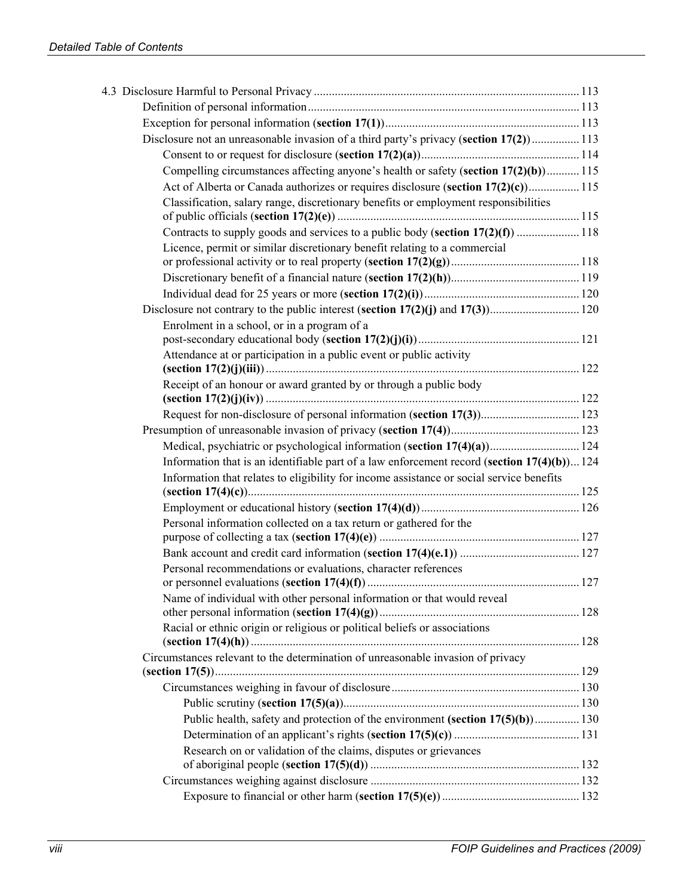4.3 Disclosure Harmful to Personal Privacy ........ 113

- Definition of personal information ........ 113
- Exception for personal information (**section 17(1)**) ........ 113
- Disclosure not an unreasonable invasion of a third party's privacy (**section 17(2)**) ........ 113
  - Consent to or request for disclosure (**section 17(2)(a)**) ........ 114
  - Compelling circumstances affecting anyone's health or safety (**section 17(2)(b)**) ........ 115
  - Act of Alberta or Canada authorizes or requires disclosure (**section 17(2)(c)**) ........ 115
  - Classification, salary range, discretionary benefits or employment responsibilities of public officials (**section 17(2)(e)**) ........ 115
  - Contracts to supply goods and services to a public body (**section 17(2)(f)**) ........ 118
  - Licence, permit or similar discretionary benefit relating to a commercial or professional activity or to real property (**section 17(2)(g)**) ........ 118
  - Discretionary benefit of a financial nature (**section 17(2)(h)**) ........ 119
  - Individual dead for 25 years or more (**section 17(2)(i)**) ........ 120
- Disclosure not contrary to the public interest (**section 17(2)(j)** and **17(3)**) ........ 120
  - Enrolment in a school, or in a program of a post-secondary educational body (**section 17(2)(j)(i)**) ........ 121
  - Attendance at or participation in a public event or public activity (**section 17(2)(j)(iii)**) ........ 122
  - Receipt of an honour or award granted by or through a public body (**section 17(2)(j)(iv)**) ........ 122
  - Request for non-disclosure of personal information (**section 17(3)**) ........ 123
- Presumption of unreasonable invasion of privacy (**section 17(4)**) ........ 123
  - Medical, psychiatric or psychological information (**section 17(4)(a)**) ........ 124
  - Information that is an identifiable part of a law enforcement record (**section 17(4)(b)**) ... 124
  - Information that relates to eligibility for income assistance or social service benefits (**section 17(4)(c)**) ........ 125
  - Employment or educational history (**section 17(4)(d)**) ........ 126
  - Personal information collected on a tax return or gathered for the purpose of collecting a tax (**section 17(4)(e)**) ........ 127
  - Bank account and credit card information (**section 17(4)(e.1)**) ........ 127
  - Personal recommendations or evaluations, character references or personnel evaluations (**section 17(4)(f)**) ........ 127
  - Name of individual with other personal information or that would reveal other personal information (**section 17(4)(g)**) ........ 128
  - Racial or ethnic origin or religious or political beliefs or associations (**section 17(4)(h)**) ........ 128
- Circumstances relevant to the determination of unreasonable invasion of privacy (**section 17(5)**) ........ 129
  - Circumstances weighing in favour of disclosure ........ 130
    - Public scrutiny (**section 17(5)(a)**) ........ 130
    - Public health, safety and protection of the environment **(section 17(5)(b)**) ........ 130
    - Determination of an applicant's rights (**section 17(5)(c)**) ........ 131
    - Research on or validation of the claims, disputes or grievances of aboriginal people (**section 17(5)(d)**) ........ 132
  - Circumstances weighing against disclosure ........ 132
    - Exposure to financial or other harm (**section 17(5)(e)**) ........ 132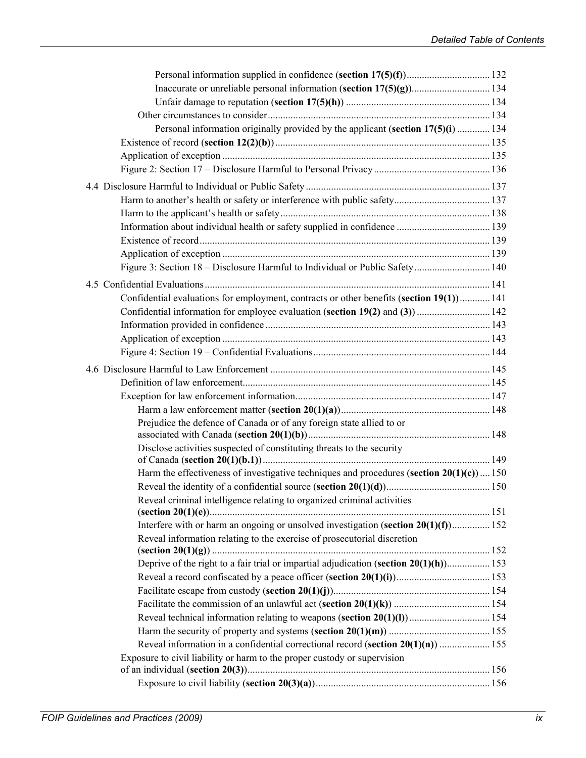- Personal information supplied in confidence (**section 17(5)(f)**) ... 132
- Inaccurate or unreliable personal information (**section 17(5)(g)**) ... 134
- Unfair damage to reputation (**section 17(5)(h)**) ... 134
- Other circumstances to consider ... 134
  - Personal information originally provided by the applicant (**section 17(5)(i)** ... 134
- Existence of record (**section 12(2)(b)**) ... 135
- Application of exception ... 135
- Figure 2: Section 17 – Disclosure Harmful to Personal Privacy ... 136

4.4 Disclosure Harmful to Individual or Public Safety ... 137
- Harm to another's health or safety or interference with public safety ... 137
- Harm to the applicant's health or safety ... 138
- Information about individual health or safety supplied in confidence ... 139
- Existence of record ... 139
- Application of exception ... 139
- Figure 3: Section 18 – Disclosure Harmful to Individual or Public Safety ... 140

4.5 Confidential Evaluations ... 141
- Confidential evaluations for employment, contracts or other benefits (**section 19(1)**) ... 141
- Confidential information for employee evaluation (**section 19(2)** and **(3)**) ... 142
- Information provided in confidence ... 143
- Application of exception ... 143
- Figure 4: Section 19 – Confidential Evaluations ... 144

4.6 Disclosure Harmful to Law Enforcement ... 145
- Definition of law enforcement ... 145
- Exception for law enforcement information ... 147
  - Harm a law enforcement matter (**section 20(1)(a)**) ... 148
  - Prejudice the defence of Canada or of any foreign state allied to or associated with Canada (**section 20(1)(b)**) ... 148
  - Disclose activities suspected of constituting threats to the security of Canada (**section 20(1)(b.1)**) ... 149
  - Harm the effectiveness of investigative techniques and procedures (**section 20(1)(c)**) ... 150
  - Reveal the identity of a confidential source (**section 20(1)(d)**) ... 150
  - Reveal criminal intelligence relating to organized criminal activities (**section 20(1)(e)**) ... 151
  - Interfere with or harm an ongoing or unsolved investigation (**section 20(1)(f)**) ... 152
  - Reveal information relating to the exercise of prosecutorial discretion (**section 20(1)(g)**) ... 152
  - Deprive of the right to a fair trial or impartial adjudication (**section 20(1)(h)**) ... 153
  - Reveal a record confiscated by a peace officer (**section 20(1)(i)**) ... 153
  - Facilitate escape from custody (**section 20(1)(j)**) ... 154
  - Facilitate the commission of an unlawful act (**section 20(1)(k)**) ... 154
  - Reveal technical information relating to weapons (**section 20(1)(l)**) ... 154
  - Harm the security of property and systems (**section 20(1)(m)**) ... 155
  - Reveal information in a confidential correctional record (**section 20(1)(n)**) ... 155
- Exposure to civil liability or harm to the proper custody or supervision of an individual (**section 20(3)**) ... 156
  - Exposure to civil liability (**section 20(3)(a)**) ... 156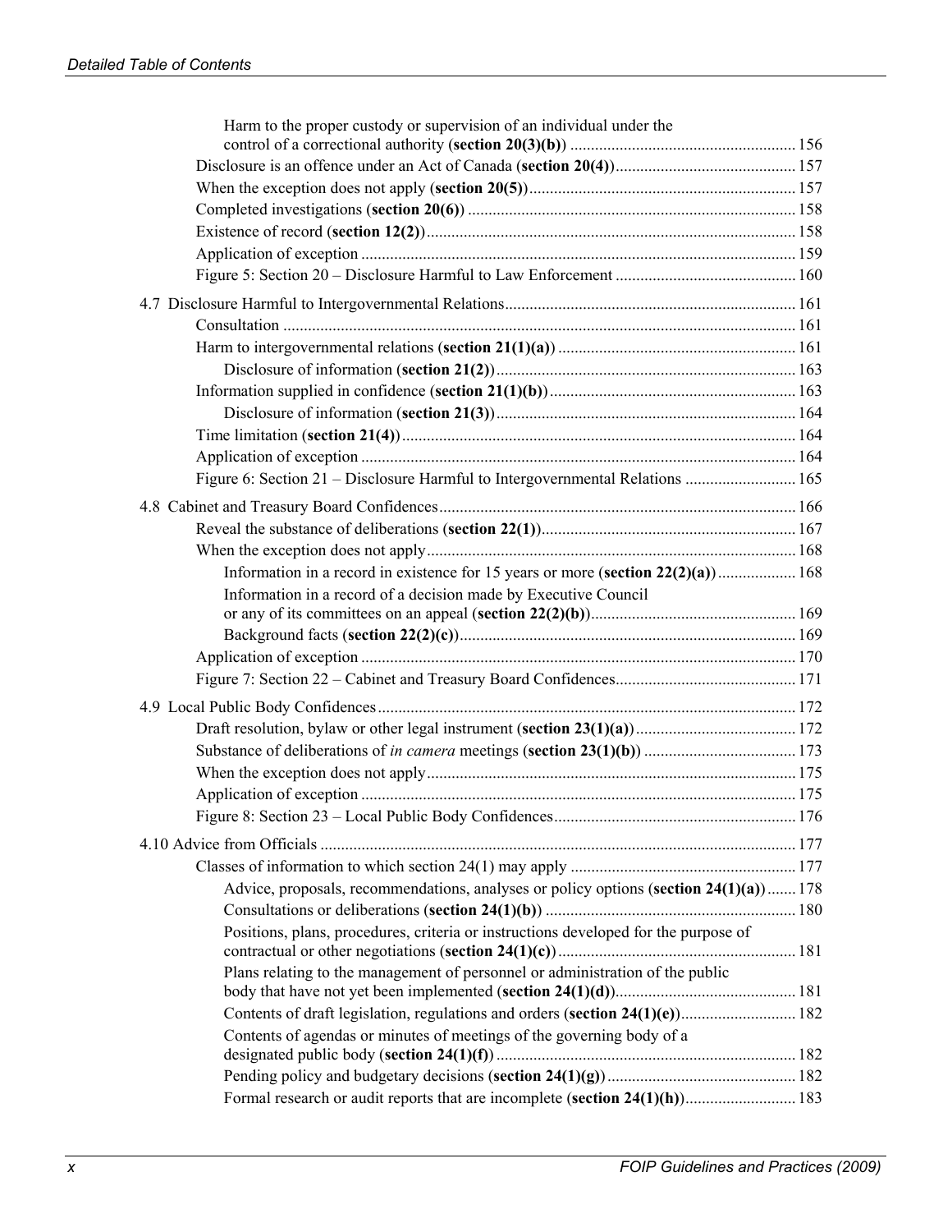Harm to the proper custody or supervision of an individual under the control of a correctional authority (**section 20(3)(b)**) ....... 156

Disclosure is an offence under an Act of Canada (**section 20(4)**) ....... 157

When the exception does not apply (**section 20(5)**) ....... 157

Completed investigations (**section 20(6)**) ....... 158

Existence of record (**section 12(2)**) ....... 158

Application of exception ....... 159

Figure 5: Section 20 – Disclosure Harmful to Law Enforcement ....... 160

4.7 Disclosure Harmful to Intergovernmental Relations ....... 161

Consultation ....... 161

Harm to intergovernmental relations (**section 21(1)(a)**) ....... 161

Disclosure of information (**section 21(2)**) ....... 163

Information supplied in confidence (**section 21(1)(b)**) ....... 163

Disclosure of information (**section 21(3)**) ....... 164

Time limitation (**section 21(4)**) ....... 164

Application of exception ....... 164

Figure 6: Section 21 – Disclosure Harmful to Intergovernmental Relations ....... 165

4.8 Cabinet and Treasury Board Confidences ....... 166

Reveal the substance of deliberations (**section 22(1)**) ....... 167

When the exception does not apply ....... 168

Information in a record in existence for 15 years or more (**section 22(2)(a)**) ....... 168

Information in a record of a decision made by Executive Council or any of its committees on an appeal (**section 22(2)(b)**) ....... 169

Background facts (**section 22(2)(c)**) ....... 169

Application of exception ....... 170

Figure 7: Section 22 – Cabinet and Treasury Board Confidences ....... 171

4.9 Local Public Body Confidences ....... 172

Draft resolution, bylaw or other legal instrument (**section 23(1)(a)**) ....... 172

Substance of deliberations of *in camera* meetings (**section 23(1)(b)**) ....... 173

When the exception does not apply ....... 175

Application of exception ....... 175

Figure 8: Section 23 – Local Public Body Confidences ....... 176

4.10 Advice from Officials ....... 177

Classes of information to which section 24(1) may apply ....... 177

Advice, proposals, recommendations, analyses or policy options (**section 24(1)(a)**) ....... 178

Consultations or deliberations (**section 24(1)(b)**) ....... 180

Positions, plans, procedures, criteria or instructions developed for the purpose of contractual or other negotiations (**section 24(1)(c)**) ....... 181

Plans relating to the management of personnel or administration of the public body that have not yet been implemented (**section 24(1)(d)**) ....... 181

Contents of draft legislation, regulations and orders (**section 24(1)(e)**) ....... 182

Contents of agendas or minutes of meetings of the governing body of a designated public body (**section 24(1)(f)**) ....... 182

Pending policy and budgetary decisions (**section 24(1)(g)**) ....... 182

Formal research or audit reports that are incomplete (**section 24(1)(h)**) ....... 183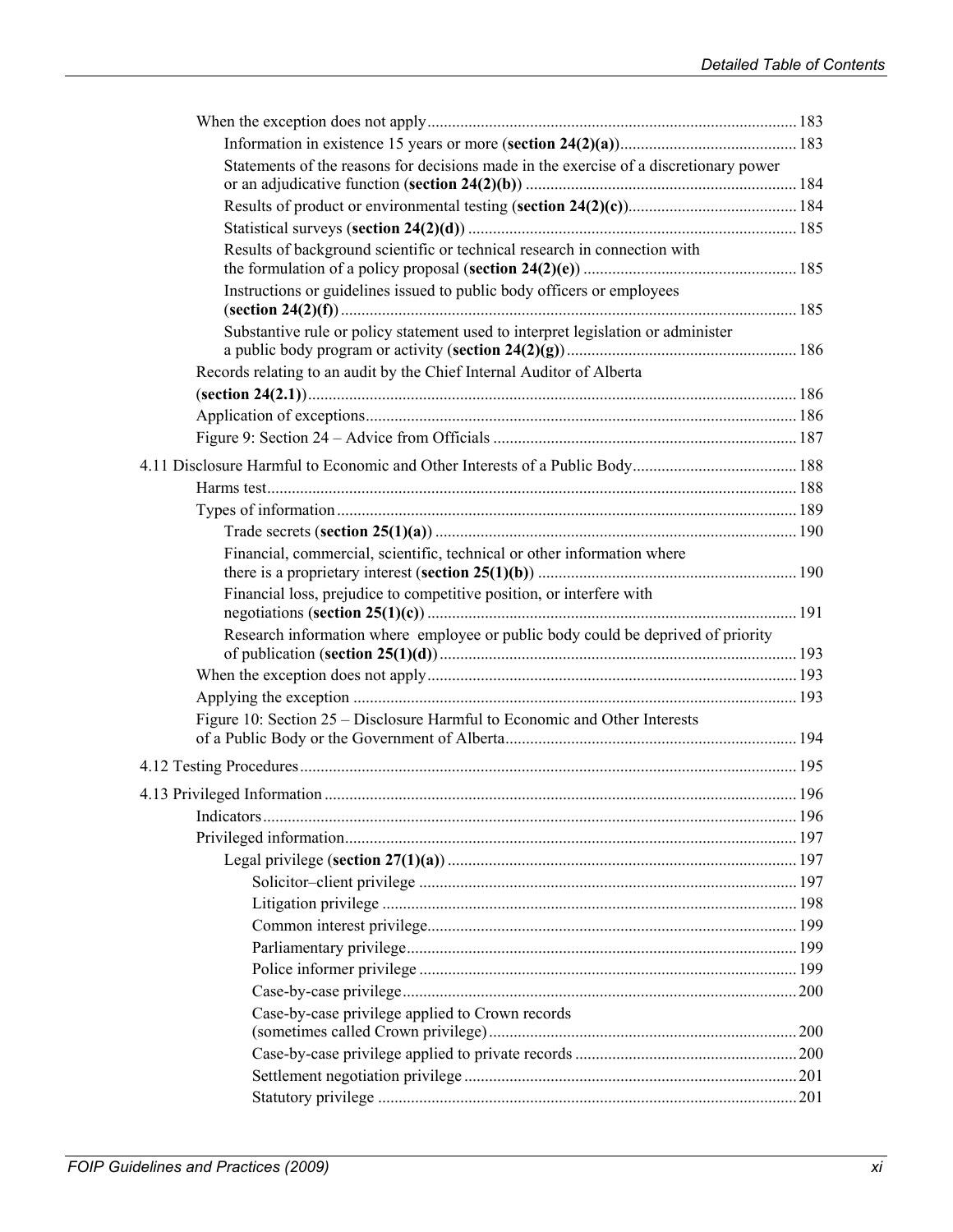When the exception does not apply ... 183

- Information in existence 15 years or more (**section 24(2)(a)**) ... 183
- Statements of the reasons for decisions made in the exercise of a discretionary power or an adjudicative function (**section 24(2)(b)**) ... 184
- Results of product or environmental testing (**section 24(2)(c)**) ... 184
- Statistical surveys (**section 24(2)(d)**) ... 185
- Results of background scientific or technical research in connection with the formulation of a policy proposal (**section 24(2)(e)**) ... 185
- Instructions or guidelines issued to public body officers or employees (**section 24(2)(f)**) ... 185
- Substantive rule or policy statement used to interpret legislation or administer a public body program or activity (**section 24(2)(g)**) ... 186

Records relating to an audit by the Chief Internal Auditor of Alberta (**section 24(2.1)**) ... 186

Application of exceptions ... 186

Figure 9: Section 24 – Advice from Officials ... 187

4.11 Disclosure Harmful to Economic and Other Interests of a Public Body ... 188

Harms test ... 188

Types of information ... 189

- Trade secrets (**section 25(1)(a)**) ... 190
- Financial, commercial, scientific, technical or other information where there is a proprietary interest (**section 25(1)(b)**) ... 190
- Financial loss, prejudice to competitive position, or interfere with negotiations (**section 25(1)(c)**) ... 191
- Research information where employee or public body could be deprived of priority of publication (**section 25(1)(d)**) ... 193

When the exception does not apply ... 193

Applying the exception ... 193

Figure 10: Section 25 – Disclosure Harmful to Economic and Other Interests of a Public Body or the Government of Alberta ... 194

4.12 Testing Procedures ... 195

4.13 Privileged Information ... 196

Indicators ... 196

Privileged information ... 197

- Legal privilege (**section 27(1)(a)**) ... 197
  - Solicitor–client privilege ... 197
  - Litigation privilege ... 198
  - Common interest privilege ... 199
  - Parliamentary privilege ... 199
  - Police informer privilege ... 199
  - Case-by-case privilege ... 200
  - Case-by-case privilege applied to Crown records (sometimes called Crown privilege) ... 200
  - Case-by-case privilege applied to private records ... 200
  - Settlement negotiation privilege ... 201
  - Statutory privilege ... 201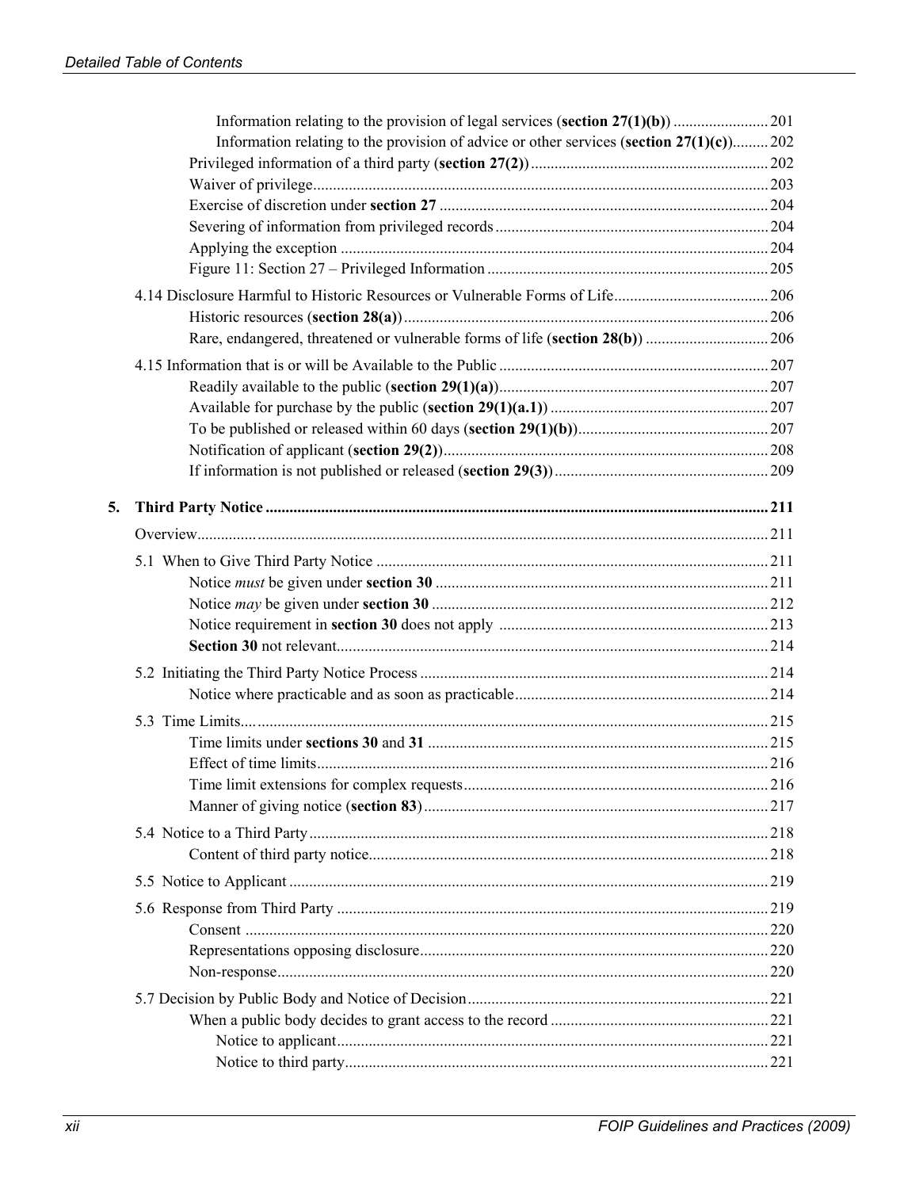Information relating to the provision of legal services (**section 27(1)(b)**) ........................ 201
Information relating to the provision of advice or other services (**section 27(1)(c)**)......... 202
Privileged information of a third party (**section 27(2)**) ........................................................... 202
Waiver of privilege.................................................................................................................. 203
Exercise of discretion under **section 27** .................................................................................. 204
Severing of information from privileged records .................................................................... 204
Applying the exception ........................................................................................................... 204
Figure 11: Section 27 – Privileged Information ...................................................................... 205

4.14 Disclosure Harmful to Historic Resources or Vulnerable Forms of Life....................................... 206
Historic resources (**section 28(a)**) ........................................................................................... 206
Rare, endangered, threatened or vulnerable forms of life (**section 28(b)**) ............................... 206

4.15 Information that is or will be Available to the Public ................................................................... 207
Readily available to the public (**section 29(1)(a)**)................................................................... 207
Available for purchase by the public (**section 29(1)(a.1)**) ....................................................... 207
To be published or released within 60 days (**section 29(1)(b)**)................................................ 207
Notification of applicant (**section 29(2)**).................................................................................. 208
If information is not published or released (**section 29(3)**)...................................................... 209

**5. Third Party Notice** ............................................................................................................................... **211**

Overview............................................................................................................................................. 211

5.1 When to Give Third Party Notice .................................................................................................. 211
Notice *must* be given under **section 30** ................................................................................... 211
Notice *may* be given under **section 30** .................................................................................... 212
Notice requirement in **section 30** does not apply ................................................................... 213
**Section 30** not relevant............................................................................................................ 214

5.2 Initiating the Third Party Notice Process ....................................................................................... 214
Notice where practicable and as soon as practicable................................................................ 214

5.3 Time Limits..................................................................................................................................... 215
Time limits under **sections 30** and **31** ..................................................................................... 215
Effect of time limits................................................................................................................. 216
Time limit extensions for complex requests............................................................................ 216
Manner of giving notice (**section 83**)...................................................................................... 217

5.4 Notice to a Third Party................................................................................................................... 218
Content of third party notice.................................................................................................... 218

5.5 Notice to Applicant ........................................................................................................................ 219

5.6 Response from Third Party ............................................................................................................ 219
Consent ................................................................................................................................... 220
Representations opposing disclosure....................................................................................... 220
Non-response........................................................................................................................... 220

5.7 Decision by Public Body and Notice of Decision........................................................................... 221
When a public body decides to grant access to the record ...................................................... 221
Notice to applicant........................................................................................................... 221
Notice to third party......................................................................................................... 221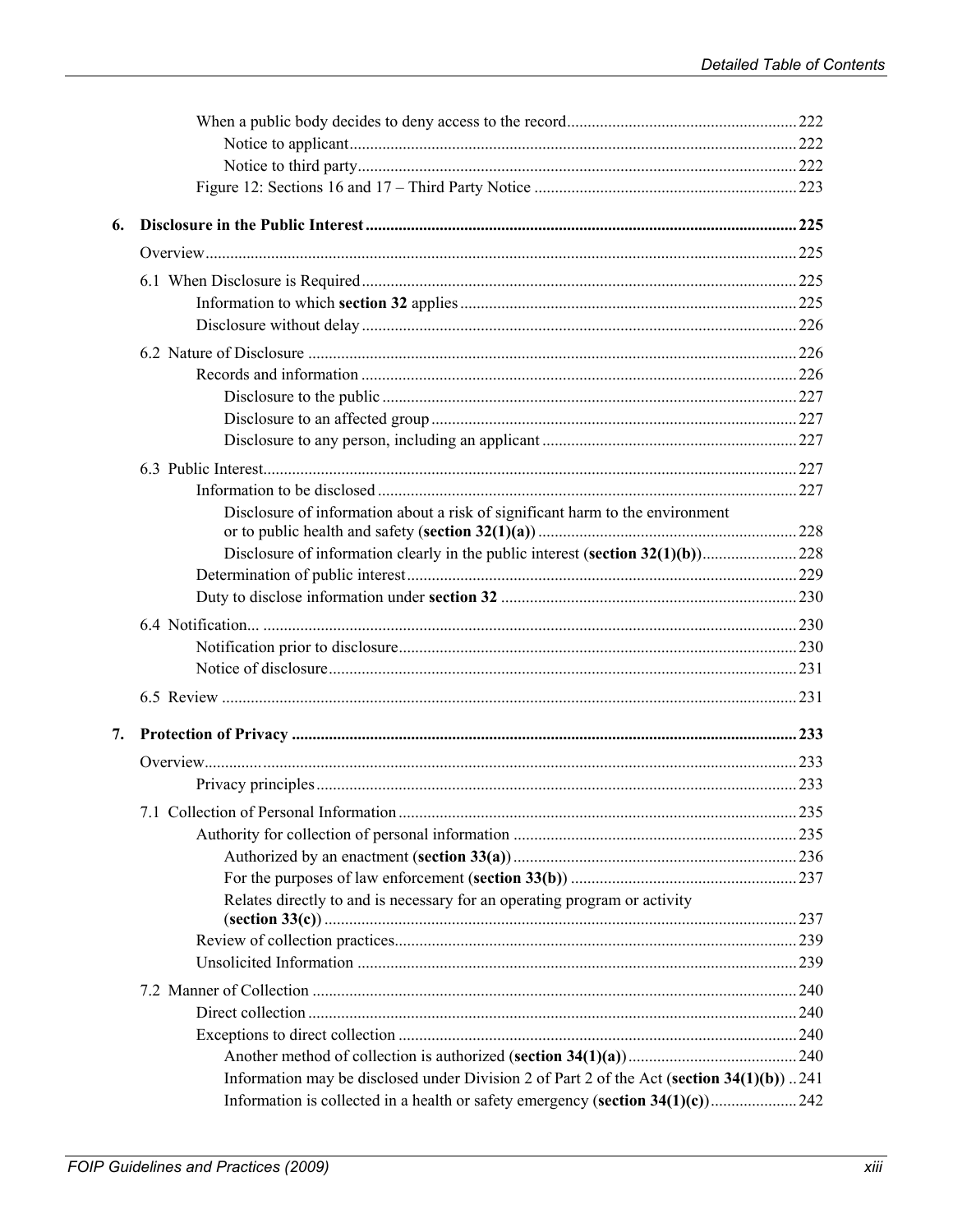When a public body decides to deny access to the record ........ 222
  Notice to applicant ........ 222
  Notice to third party ........ 222
Figure 12: Sections 16 and 17 – Third Party Notice ........ 223

**6. Disclosure in the Public Interest ........ 225**

Overview ........ 225

6.1 When Disclosure is Required ........ 225
  Information to which **section 32** applies ........ 225
  Disclosure without delay ........ 226

6.2 Nature of Disclosure ........ 226
  Records and information ........ 226
    Disclosure to the public ........ 227
    Disclosure to an affected group ........ 227
    Disclosure to any person, including an applicant ........ 227

6.3 Public Interest ........ 227
  Information to be disclosed ........ 227
    Disclosure of information about a risk of significant harm to the environment or to public health and safety (**section 32(1)(a)**) ........ 228
    Disclosure of information clearly in the public interest (**section 32(1)(b)**) ........ 228
  Determination of public interest ........ 229
  Duty to disclose information under **section 32** ........ 230

6.4 Notification ........ 230
  Notification prior to disclosure ........ 230
  Notice of disclosure ........ 231

6.5 Review ........ 231

**7. Protection of Privacy ........ 233**

Overview ........ 233
  Privacy principles ........ 233

7.1 Collection of Personal Information ........ 235
  Authority for collection of personal information ........ 235
    Authorized by an enactment (**section 33(a)**) ........ 236
    For the purposes of law enforcement (**section 33(b)**) ........ 237
    Relates directly to and is necessary for an operating program or activity (**section 33(c)**) ........ 237
  Review of collection practices ........ 239
  Unsolicited Information ........ 239

7.2 Manner of Collection ........ 240
  Direct collection ........ 240
  Exceptions to direct collection ........ 240
    Another method of collection is authorized (**section 34(1)(a)**) ........ 240
    Information may be disclosed under Division 2 of Part 2 of the Act (**section 34(1)(b)**) ........ 241
    Information is collected in a health or safety emergency (**section 34(1)(c)**) ........ 242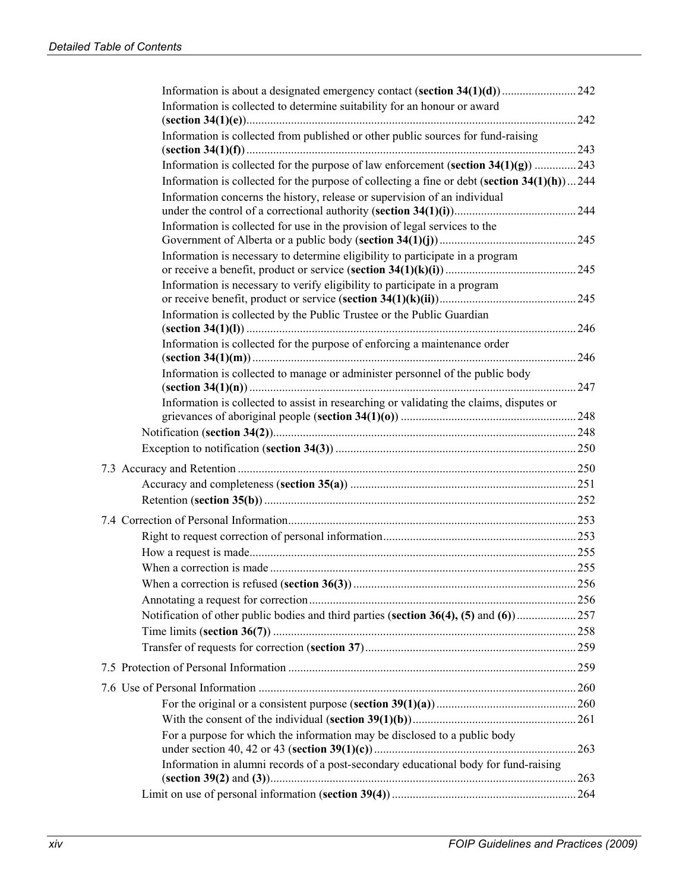- Information is about a designated emergency contact (**section 34(1)(d)**) ........................ 242
- Information is collected to determine suitability for an honour or award (**section 34(1)(e)**) ........................ 242
- Information is collected from published or other public sources for fund-raising (**section 34(1)(f)**) ........................ 243
- Information is collected for the purpose of law enforcement (**section 34(1)(g)**) ........................ 243
- Information is collected for the purpose of collecting a fine or debt (**section 34(1)(h)**) ... 244
- Information concerns the history, release or supervision of an individual under the control of a correctional authority (**section 34(1)(i)**) ........................ 244
- Information is collected for use in the provision of legal services to the Government of Alberta or a public body (**section 34(1)(j)**) ........................ 245
- Information is necessary to determine eligibility to participate in a program or receive a benefit, product or service (**section 34(1)(k)(i)**) ........................ 245
- Information is necessary to verify eligibility to participate in a program or receive benefit, product or service (**section 34(1)(k)(ii)**) ........................ 245
- Information is collected by the Public Trustee or the Public Guardian (**section 34(1)(l)**) ........................ 246
- Information is collected for the purpose of enforcing a maintenance order (**section 34(1)(m)**) ........................ 246
- Information is collected to manage or administer personnel of the public body (**section 34(1)(n)**) ........................ 247
- Information is collected to assist in researching or validating the claims, disputes or grievances of aboriginal people (**section 34(1)(o)**) ........................ 248

Notification (**section 34(2)**) ........................ 248

Exception to notification (**section 34(3)**) ........................ 250

7.3 Accuracy and Retention ........................ 250

- Accuracy and completeness (**section 35(a)**) ........................ 251
- Retention (**section 35(b)**) ........................ 252

7.4 Correction of Personal Information ........................ 253

- Right to request correction of personal information ........................ 253
- How a request is made ........................ 255
- When a correction is made ........................ 255
- When a correction is refused (**section 36(3)**) ........................ 256
- Annotating a request for correction ........................ 256
- Notification of other public bodies and third parties (**section 36(4), (5)** and **(6)**) ........................ 257
- Time limits (**section 36(7)**) ........................ 258
- Transfer of requests for correction (**section 37**) ........................ 259

7.5 Protection of Personal Information ........................ 259

7.6 Use of Personal Information ........................ 260

- For the original or a consistent purpose (**section 39(1)(a)**) ........................ 260
- With the consent of the individual (**section 39(1)(b)**) ........................ 261
- For a purpose for which the information may be disclosed to a public body under section 40, 42 or 43 (**section 39(1)(c)**) ........................ 263
- Information in alumni records of a post-secondary educational body for fund-raising (**section 39(2)** and **(3)**) ........................ 263

Limit on use of personal information (**section 39(4)**) ........................ 264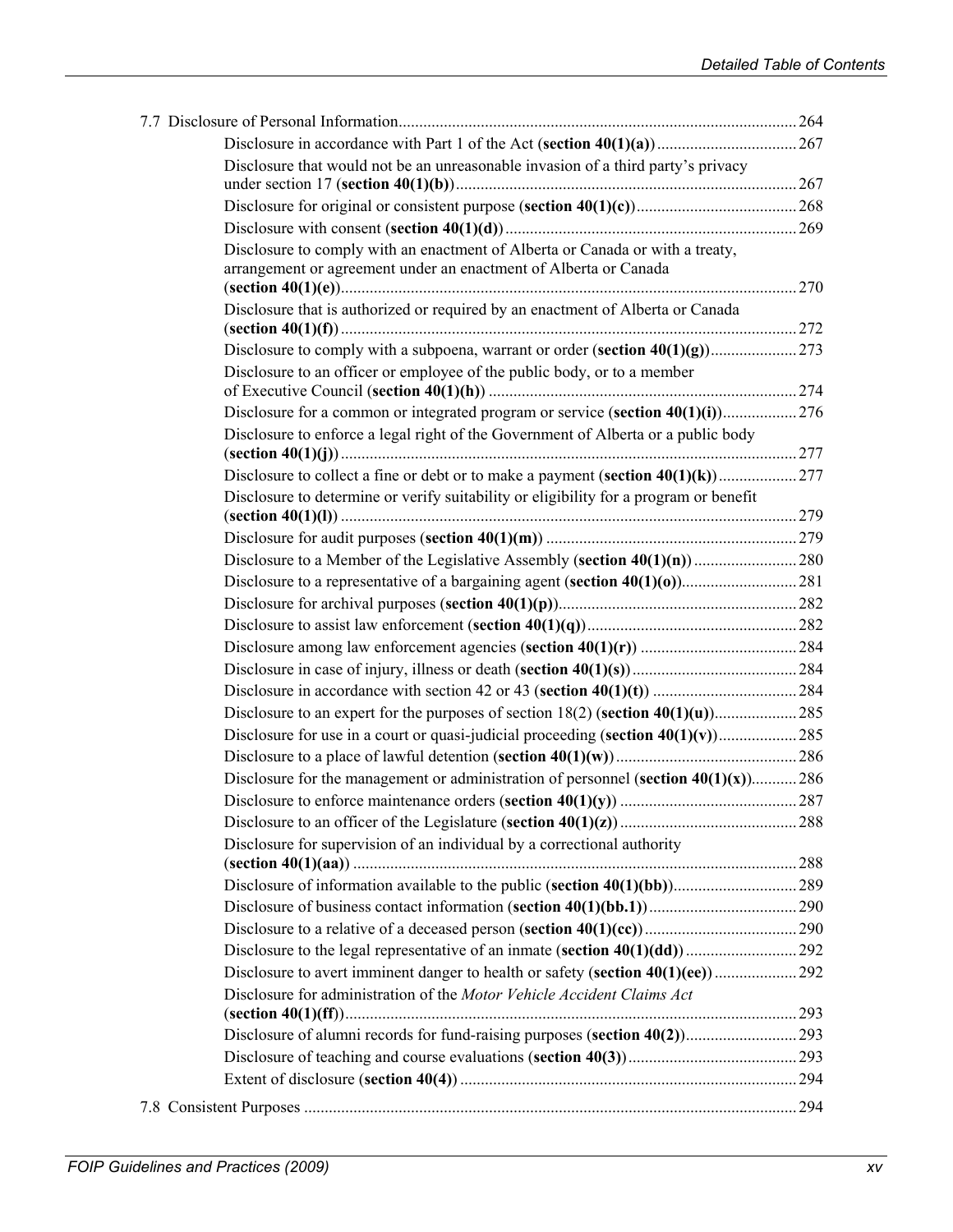7.7 Disclosure of Personal Information ... 264

- Disclosure in accordance with Part 1 of the Act (**section 40(1)(a)**) ... 267
- Disclosure that would not be an unreasonable invasion of a third party's privacy under section 17 (**section 40(1)(b)**) ... 267
- Disclosure for original or consistent purpose (**section 40(1)(c)**) ... 268
- Disclosure with consent (**section 40(1)(d)**) ... 269
- Disclosure to comply with an enactment of Alberta or Canada or with a treaty, arrangement or agreement under an enactment of Alberta or Canada (**section 40(1)(e)**) ... 270
- Disclosure that is authorized or required by an enactment of Alberta or Canada (**section 40(1)(f)**) ... 272
- Disclosure to comply with a subpoena, warrant or order (**section 40(1)(g)**) ... 273
- Disclosure to an officer or employee of the public body, or to a member of Executive Council (**section 40(1)(h)**) ... 274
- Disclosure for a common or integrated program or service (**section 40(1)(i)**) ... 276
- Disclosure to enforce a legal right of the Government of Alberta or a public body (**section 40(1)(j)**) ... 277
- Disclosure to collect a fine or debt or to make a payment (**section 40(1)(k)**) ... 277
- Disclosure to determine or verify suitability or eligibility for a program or benefit (**section 40(1)(l)**) ... 279
- Disclosure for audit purposes (**section 40(1)(m)**) ... 279
- Disclosure to a Member of the Legislative Assembly (**section 40(1)(n)**) ... 280
- Disclosure to a representative of a bargaining agent (**section 40(1)(o)**) ... 281
- Disclosure for archival purposes (**section 40(1)(p)**) ... 282
- Disclosure to assist law enforcement (**section 40(1)(q)**) ... 282
- Disclosure among law enforcement agencies (**section 40(1)(r)**) ... 284
- Disclosure in case of injury, illness or death (**section 40(1)(s)**) ... 284
- Disclosure in accordance with section 42 or 43 (**section 40(1)(t)**) ... 284
- Disclosure to an expert for the purposes of section 18(2) (**section 40(1)(u)**) ... 285
- Disclosure for use in a court or quasi-judicial proceeding (**section 40(1)(v)**) ... 285
- Disclosure to a place of lawful detention (**section 40(1)(w)**) ... 286
- Disclosure for the management or administration of personnel (**section 40(1)(x)**) ... 286
- Disclosure to enforce maintenance orders (**section 40(1)(y)**) ... 287
- Disclosure to an officer of the Legislature (**section 40(1)(z)**) ... 288
- Disclosure for supervision of an individual by a correctional authority (**section 40(1)(aa)**) ... 288
- Disclosure of information available to the public (**section 40(1)(bb)**) ... 289
- Disclosure of business contact information (**section 40(1)(bb.1)**) ... 290
- Disclosure to a relative of a deceased person (**section 40(1)(cc)**) ... 290
- Disclosure to the legal representative of an inmate (**section 40(1)(dd)**) ... 292
- Disclosure to avert imminent danger to health or safety (**section 40(1)(ee)**) ... 292
- Disclosure for administration of the *Motor Vehicle Accident Claims Act* (**section 40(1)(ff)**) ... 293
- Disclosure of alumni records for fund-raising purposes (**section 40(2)**) ... 293
- Disclosure of teaching and course evaluations (**section 40(3)**) ... 293
- Extent of disclosure (**section 40(4)**) ... 294

7.8 Consistent Purposes ... 294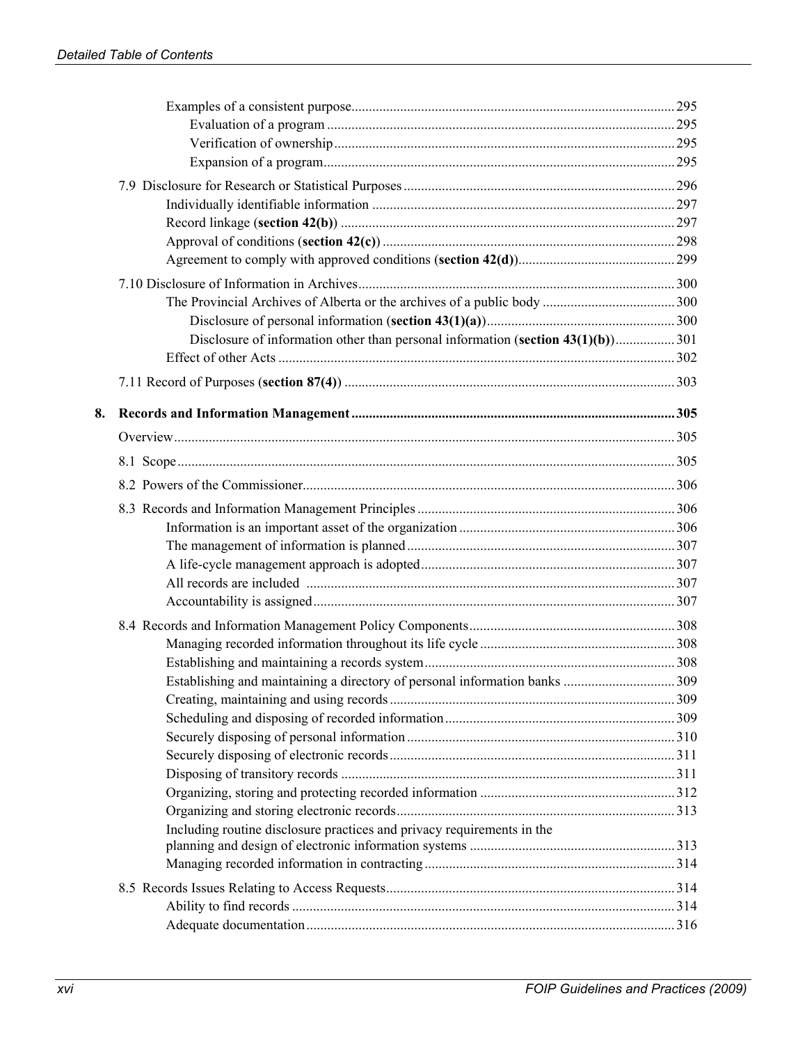- Examples of a consistent purpose ... 295
  - Evaluation of a program ... 295
  - Verification of ownership ... 295
  - Expansion of a program ... 295

7.9 Disclosure for Research or Statistical Purposes ... 296
- Individually identifiable information ... 297
- Record linkage (**section 42(b)**) ... 297
- Approval of conditions (**section 42(c)**) ... 298
- Agreement to comply with approved conditions (**section 42(d)**) ... 299

7.10 Disclosure of Information in Archives ... 300
- The Provincial Archives of Alberta or the archives of a public body ... 300
  - Disclosure of personal information (**section 43(1)(a)**) ... 300
  - Disclosure of information other than personal information (**section 43(1)(b)**) ... 301
- Effect of other Acts ... 302

7.11 Record of Purposes (**section 87(4)**) ... 303

**8. Records and Information Management ... 305**

Overview ... 305

8.1 Scope ... 305

8.2 Powers of the Commissioner ... 306

8.3 Records and Information Management Principles ... 306
- Information is an important asset of the organization ... 306
- The management of information is planned ... 307
- A life-cycle management approach is adopted ... 307
- All records are included ... 307
- Accountability is assigned ... 307

8.4 Records and Information Management Policy Components ... 308
- Managing recorded information throughout its life cycle ... 308
- Establishing and maintaining a records system ... 308
- Establishing and maintaining a directory of personal information banks ... 309
- Creating, maintaining and using records ... 309
- Scheduling and disposing of recorded information ... 309
- Securely disposing of personal information ... 310
- Securely disposing of electronic records ... 311
- Disposing of transitory records ... 311
- Organizing, storing and protecting recorded information ... 312
- Organizing and storing electronic records ... 313
- Including routine disclosure practices and privacy requirements in the planning and design of electronic information systems ... 313
- Managing recorded information in contracting ... 314

8.5 Records Issues Relating to Access Requests ... 314
- Ability to find records ... 314
- Adequate documentation ... 316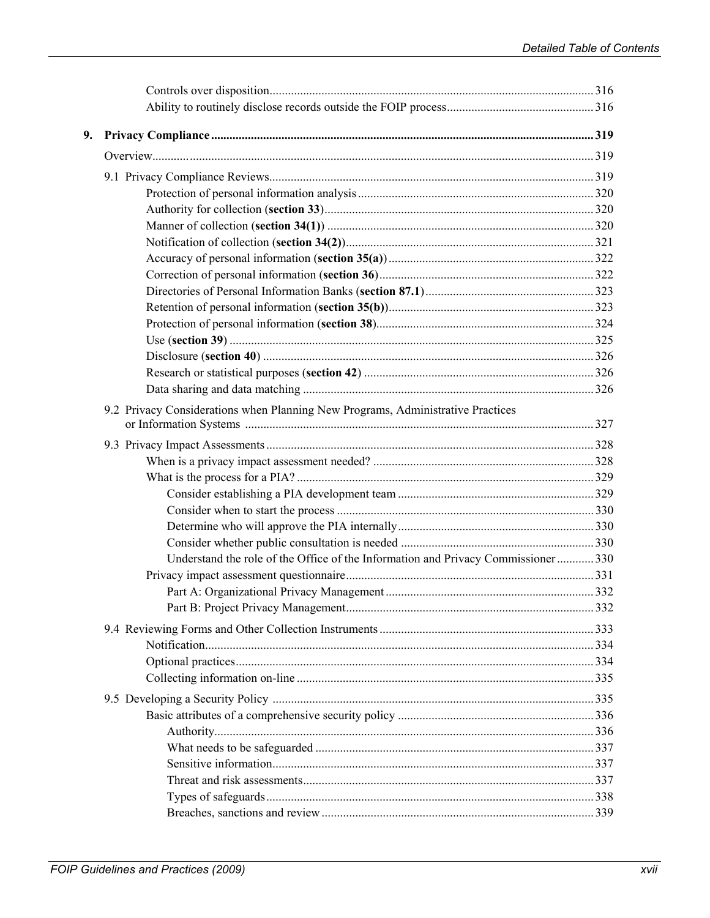Controls over disposition ..... 316
Ability to routinely disclose records outside the FOIP process ..... 316

**9. Privacy Compliance ..... 319**

Overview ..... 319

9.1 Privacy Compliance Reviews ..... 319
- Protection of personal information analysis ..... 320
- Authority for collection (**section 33**) ..... 320
- Manner of collection (**section 34(1)**) ..... 320
- Notification of collection (**section 34(2)**) ..... 321
- Accuracy of personal information (**section 35(a)**) ..... 322
- Correction of personal information (**section 36**) ..... 322
- Directories of Personal Information Banks (**section 87.1**) ..... 323
- Retention of personal information (**section 35(b)**) ..... 323
- Protection of personal information (**section 38**) ..... 324
- Use (**section 39**) ..... 325
- Disclosure (**section 40**) ..... 326
- Research or statistical purposes (**section 42**) ..... 326
- Data sharing and data matching ..... 326

9.2 Privacy Considerations when Planning New Programs, Administrative Practices or Information Systems ..... 327

9.3 Privacy Impact Assessments ..... 328
- When is a privacy impact assessment needed? ..... 328
- What is the process for a PIA? ..... 329
  - Consider establishing a PIA development team ..... 329
  - Consider when to start the process ..... 330
  - Determine who will approve the PIA internally ..... 330
  - Consider whether public consultation is needed ..... 330
  - Understand the role of the Office of the Information and Privacy Commissioner ..... 330
- Privacy impact assessment questionnaire ..... 331
  - Part A: Organizational Privacy Management ..... 332
  - Part B: Project Privacy Management ..... 332

9.4 Reviewing Forms and Other Collection Instruments ..... 333
- Notification ..... 334
- Optional practices ..... 334
- Collecting information on-line ..... 335

9.5 Developing a Security Policy ..... 335
- Basic attributes of a comprehensive security policy ..... 336
  - Authority ..... 336
  - What needs to be safeguarded ..... 337
  - Sensitive information ..... 337
  - Threat and risk assessments ..... 337
  - Types of safeguards ..... 338
  - Breaches, sanctions and review ..... 339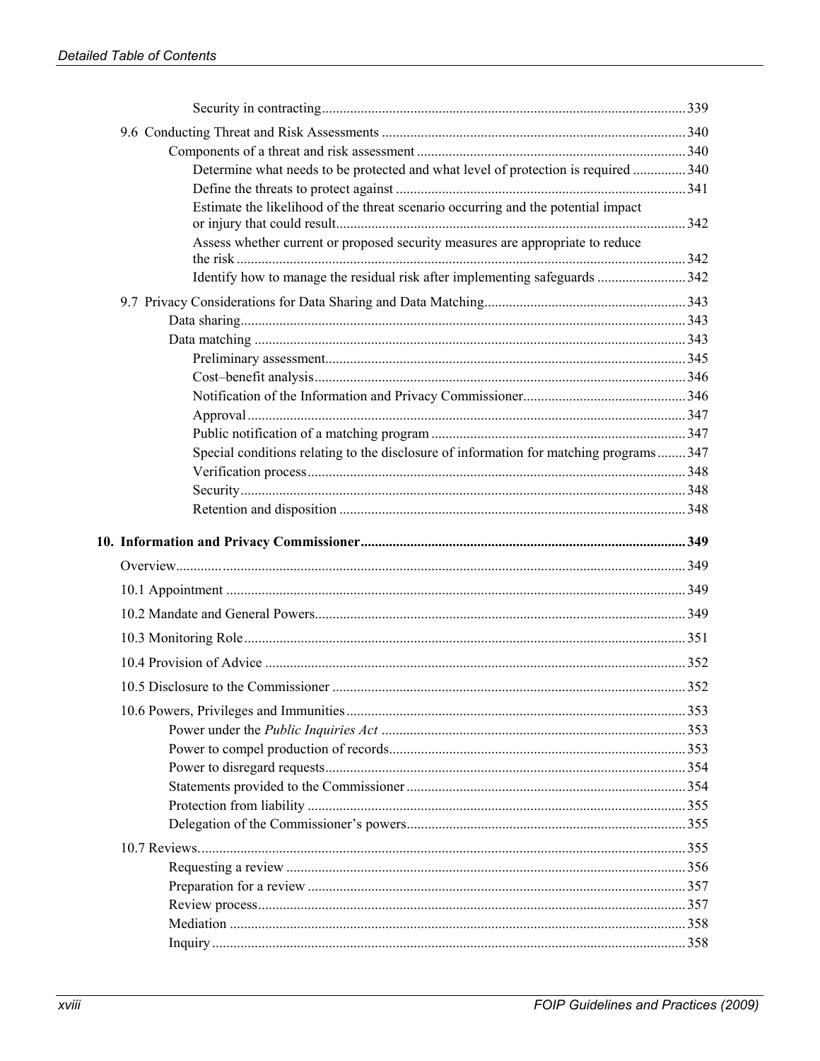Security in contracting ..... 339

9.6 Conducting Threat and Risk Assessments ..... 340

Components of a threat and risk assessment ..... 340

Determine what needs to be protected and what level of protection is required ..... 340

Define the threats to protect against ..... 341

Estimate the likelihood of the threat scenario occurring and the potential impact or injury that could result ..... 342

Assess whether current or proposed security measures are appropriate to reduce the risk ..... 342

Identify how to manage the residual risk after implementing safeguards ..... 342

9.7 Privacy Considerations for Data Sharing and Data Matching ..... 343

Data sharing ..... 343

Data matching ..... 343

Preliminary assessment ..... 345

Cost–benefit analysis ..... 346

Notification of the Information and Privacy Commissioner ..... 346

Approval ..... 347

Public notification of a matching program ..... 347

Special conditions relating to the disclosure of information for matching programs ..... 347

Verification process ..... 348

Security ..... 348

Retention and disposition ..... 348

**10. Information and Privacy Commissioner ..... 349**

Overview ..... 349

10.1 Appointment ..... 349

10.2 Mandate and General Powers ..... 349

10.3 Monitoring Role ..... 351

10.4 Provision of Advice ..... 352

10.5 Disclosure to the Commissioner ..... 352

10.6 Powers, Privileges and Immunities ..... 353

Power under the *Public Inquiries Act* ..... 353

Power to compel production of records ..... 353

Power to disregard requests ..... 354

Statements provided to the Commissioner ..... 354

Protection from liability ..... 355

Delegation of the Commissioner's powers ..... 355

10.7 Reviews ..... 355

Requesting a review ..... 356

Preparation for a review ..... 357

Review process ..... 357

Mediation ..... 358

Inquiry ..... 358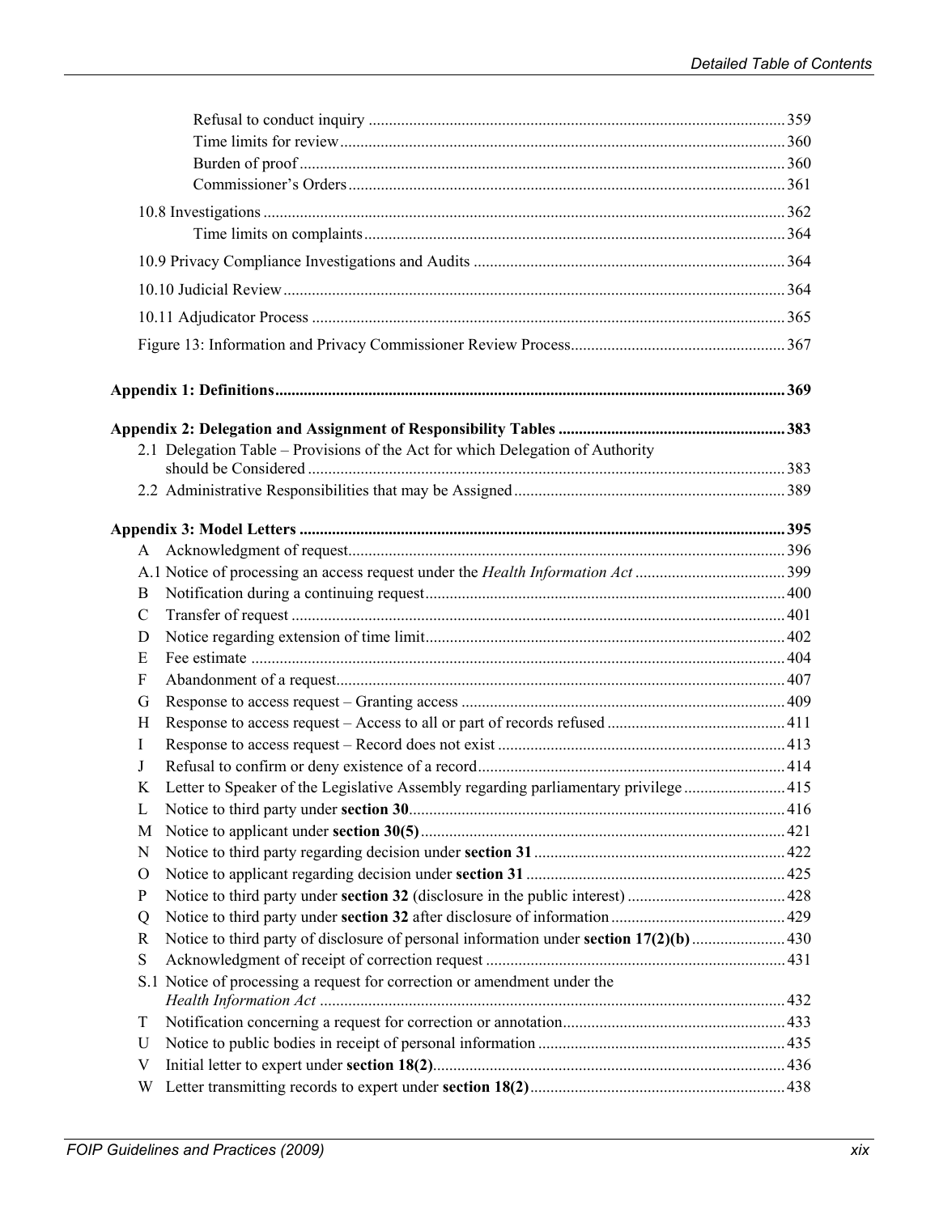Refusal to conduct inquiry ..... 359
Time limits for review ..... 360
Burden of proof ..... 360
Commissioner's Orders ..... 361

10.8 Investigations ..... 362
Time limits on complaints ..... 364

10.9 Privacy Compliance Investigations and Audits ..... 364

10.10 Judicial Review ..... 364

10.11 Adjudicator Process ..... 365

Figure 13: Information and Privacy Commissioner Review Process ..... 367

**Appendix 1: Definitions ..... 369**

**Appendix 2: Delegation and Assignment of Responsibility Tables ..... 383**

2.1 Delegation Table – Provisions of the Act for which Delegation of Authority should be Considered ..... 383

2.2 Administrative Responsibilities that may be Assigned ..... 389

**Appendix 3: Model Letters ..... 395**

A Acknowledgment of request ..... 396

A.1 Notice of processing an access request under the *Health Information Act* ..... 399

B Notification during a continuing request ..... 400

C Transfer of request ..... 401

D Notice regarding extension of time limit ..... 402

E Fee estimate ..... 404

F Abandonment of a request ..... 407

G Response to access request – Granting access ..... 409

H Response to access request – Access to all or part of records refused ..... 411

I Response to access request – Record does not exist ..... 413

J Refusal to confirm or deny existence of a record ..... 414

K Letter to Speaker of the Legislative Assembly regarding parliamentary privilege ..... 415

L Notice to third party under **section 30** ..... 416

M Notice to applicant under **section 30(5)** ..... 421

N Notice to third party regarding decision under **section 31** ..... 422

O Notice to applicant regarding decision under **section 31** ..... 425

P Notice to third party under **section 32** (disclosure in the public interest) ..... 428

Q Notice to third party under **section 32** after disclosure of information ..... 429

R Notice to third party of disclosure of personal information under **section 17(2)(b)** ..... 430

S Acknowledgment of receipt of correction request ..... 431

S.1 Notice of processing a request for correction or amendment under the *Health Information Act* ..... 432

T Notification concerning a request for correction or annotation ..... 433

U Notice to public bodies in receipt of personal information ..... 435

V Initial letter to expert under **section 18(2)** ..... 436

W Letter transmitting records to expert under **section 18(2)** ..... 438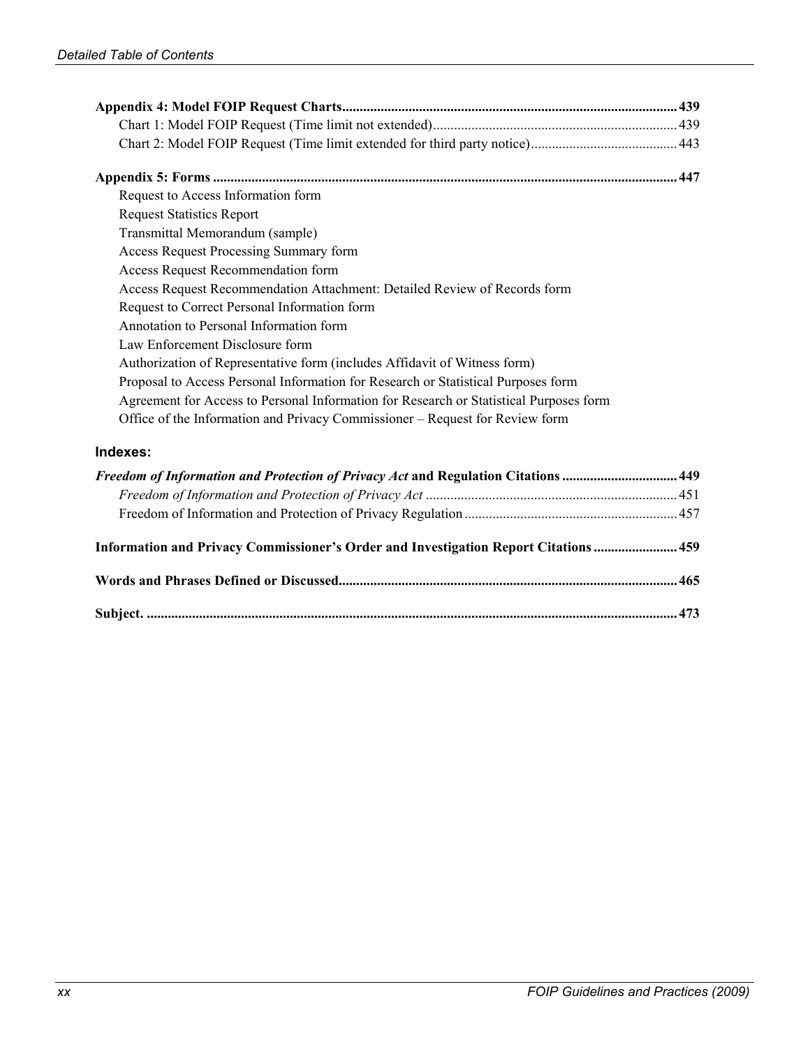**Appendix 4: Model FOIP Request Charts** .......... 439

Chart 1: Model FOIP Request (Time limit not extended) .......... 439

Chart 2: Model FOIP Request (Time limit extended for third party notice) .......... 443

**Appendix 5: Forms** .......... 447

Request to Access Information form

Request Statistics Report

Transmittal Memorandum (sample)

Access Request Processing Summary form

Access Request Recommendation form

Access Request Recommendation Attachment: Detailed Review of Records form

Request to Correct Personal Information form

Annotation to Personal Information form

Law Enforcement Disclosure form

Authorization of Representative form (includes Affidavit of Witness form)

Proposal to Access Personal Information for Research or Statistical Purposes form

Agreement for Access to Personal Information for Research or Statistical Purposes form

Office of the Information and Privacy Commissioner – Request for Review form

## Indexes:

***Freedom of Information and Protection of Privacy Act* and Regulation Citations** .......... 449

*Freedom of Information and Protection of Privacy Act* .......... 451

Freedom of Information and Protection of Privacy Regulation .......... 457

**Information and Privacy Commissioner's Order and Investigation Report Citations** .......... 459

**Words and Phrases Defined or Discussed** .......... 465

**Subject.** .......... 473